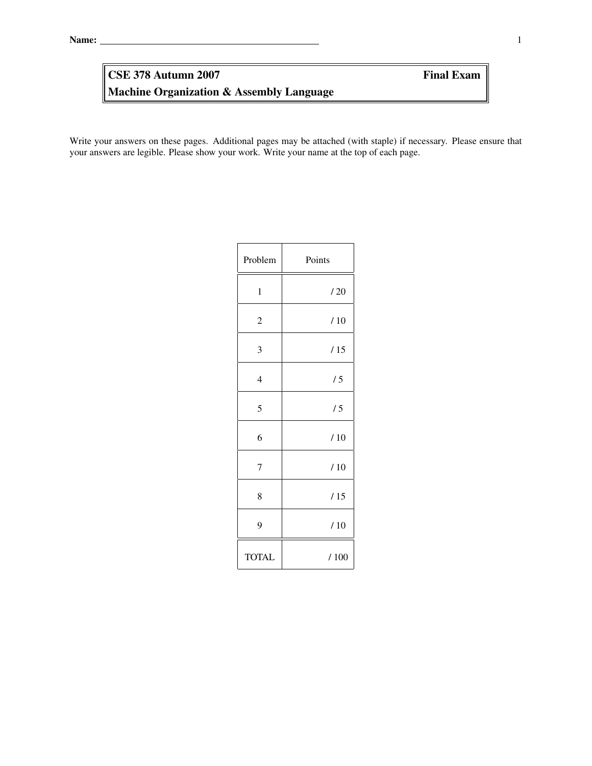**Name:** ______________________________________________

# CSE 378 Autumn 2007 — Final Exam

## Machine Organization & Assembly Language

Write your answers on these pages. Additional pages may be attached (with staple) if necessary. Please ensure that your answers are legible. Please show your work. Write your name at the top of each page.

| Problem | Points |
|---|---|
| 1 | / 20 |
| 2 | / 10 |
| 3 | / 15 |
| 4 | / 5 |
| 5 | / 5 |
| 6 | / 10 |
| 7 | / 10 |
| 8 | / 15 |
| 9 | / 10 |
| TOTAL | / 100 |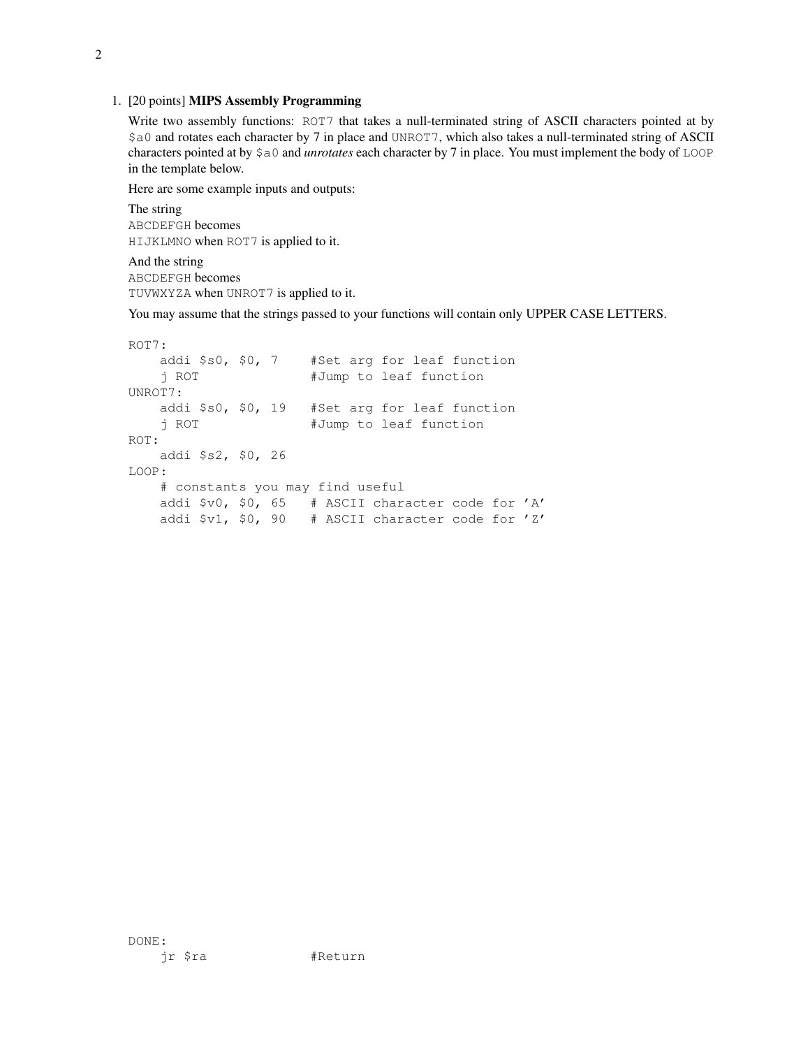1. [20 points] **MIPS Assembly Programming**

   Write two assembly functions: `ROT7` that takes a null-terminated string of ASCII characters pointed at by `$a0` and rotates each character by 7 in place and `UNROT7`, which also takes a null-terminated string of ASCII characters pointed at by `$a0` and *unrotates* each character by 7 in place. You must implement the body of `LOOP` in the template below.

   Here are some example inputs and outputs:

   The string
   `ABCDEFGH` becomes
   `HIJKLMNO` when `ROT7` is applied to it.

   And the string
   `ABCDEFGH` becomes
   `TUVWXYZA` when `UNROT7` is applied to it.

   You may assume that the strings passed to your functions will contain only UPPER CASE LETTERS.

```
ROT7:
    addi $s0, $0, 7     #Set arg for leaf function
    j ROT               #Jump to leaf function
UNROT7:
    addi $s0, $0, 19    #Set arg for leaf function
    j ROT               #Jump to leaf function
ROT:
    addi $s2, $0, 26
LOOP:
    # constants you may find useful
    addi $v0, $0, 65    # ASCII character code for 'A'
    addi $v1, $0, 90    # ASCII character code for 'Z'
```

```
DONE:
    jr $ra              #Return
```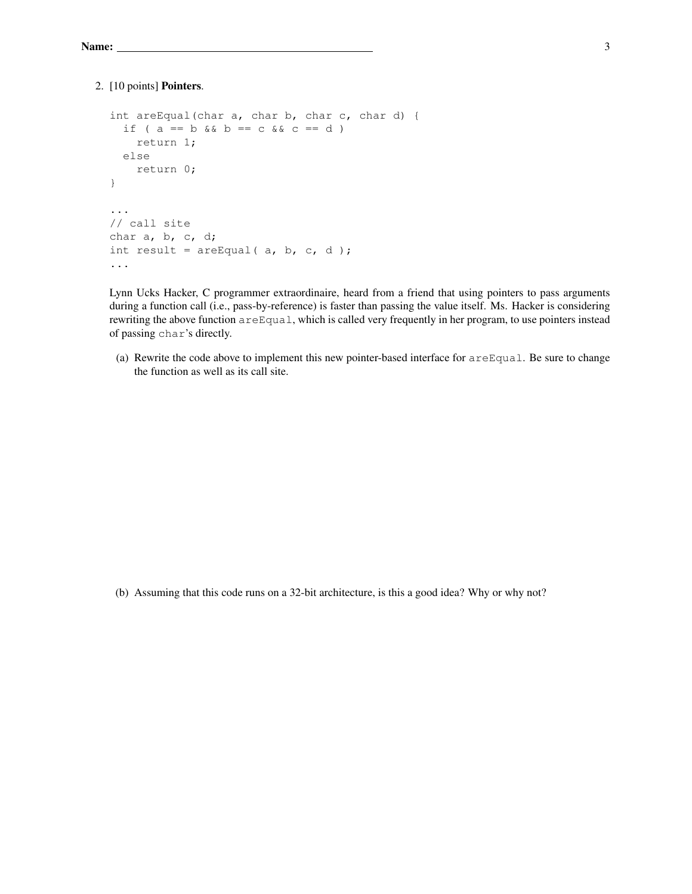2. [10 points] **Pointers**.

```
int areEqual(char a, char b, char c, char d) {
  if ( a == b && b == c && c == d )
    return 1;
  else
    return 0;
}

...
// call site
char a, b, c, d;
int result = areEqual( a, b, c, d );
...
```

Lynn Ucks Hacker, C programmer extraordinaire, heard from a friend that using pointers to pass arguments during a function call (i.e., pass-by-reference) is faster than passing the value itself. Ms. Hacker is considering rewriting the above function `areEqual`, which is called very frequently in her program, to use pointers instead of passing `char`'s directly.

(a) Rewrite the code above to implement this new pointer-based interface for `areEqual`. Be sure to change the function as well as its call site.

(b) Assuming that this code runs on a 32-bit architecture, is this a good idea? Why or why not?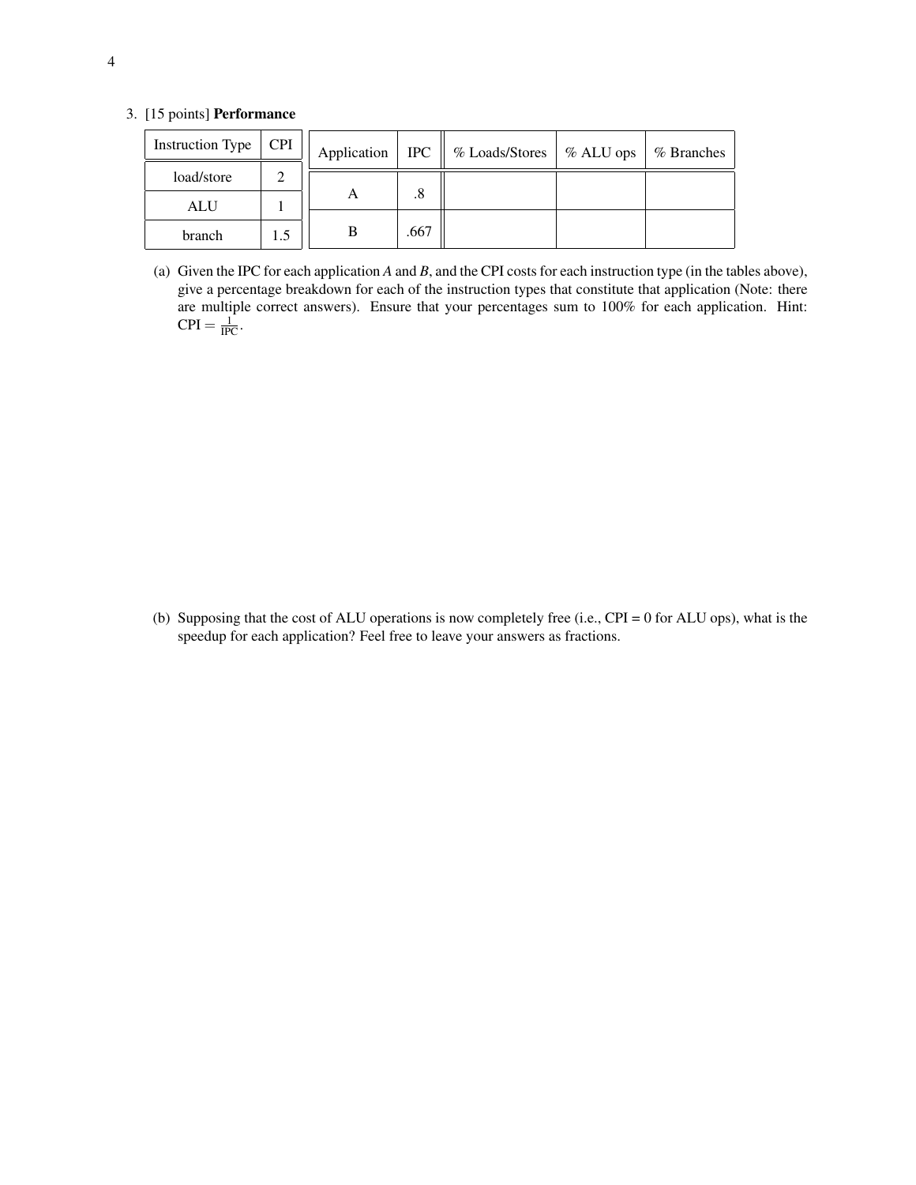3. [15 points] **Performance**

| Instruction Type | CPI |
|---|---|
| load/store | 2 |
| ALU | 1 |
| branch | 1.5 |

| Application | IPC | % Loads/Stores | % ALU ops | % Branches |
|---|---|---|---|---|
| A | .8 | | | |
| B | .667 | | | |

(a) Given the IPC for each application *A* and *B*, and the CPI costs for each instruction type (in the tables above), give a percentage breakdown for each of the instruction types that constitute that application (Note: there are multiple correct answers). Ensure that your percentages sum to 100% for each application. Hint: $\text{CPI} = \frac{1}{\text{IPC}}$.

(b) Supposing that the cost of ALU operations is now completely free (i.e., CPI = 0 for ALU ops), what is the speedup for each application? Feel free to leave your answers as fractions.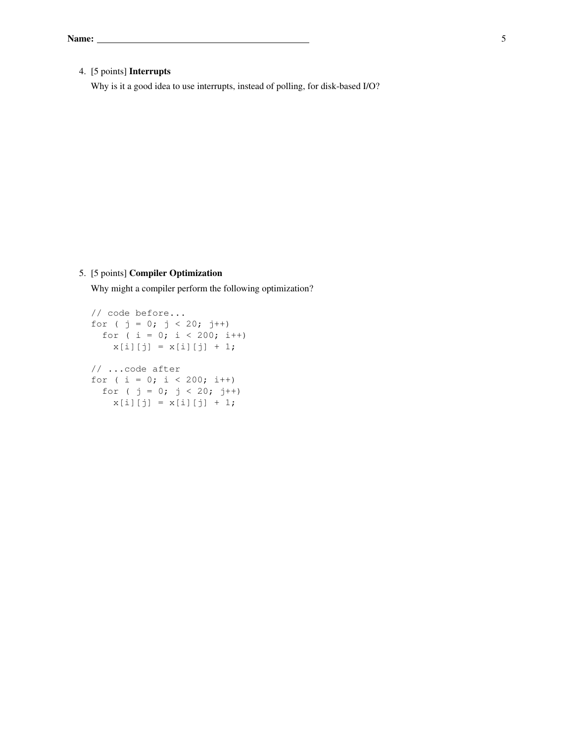4. [5 points] **Interrupts**

   Why is it a good idea to use interrupts, instead of polling, for disk-based I/O?

5. [5 points] **Compiler Optimization**

   Why might a compiler perform the following optimization?

```
// code before...
for ( j = 0; j < 20; j++)
  for ( i = 0; i < 200; i++)
    x[i][j] = x[i][j] + 1;

// ...code after
for ( i = 0; i < 200; i++)
  for ( j = 0; j < 20; j++)
    x[i][j] = x[i][j] + 1;
```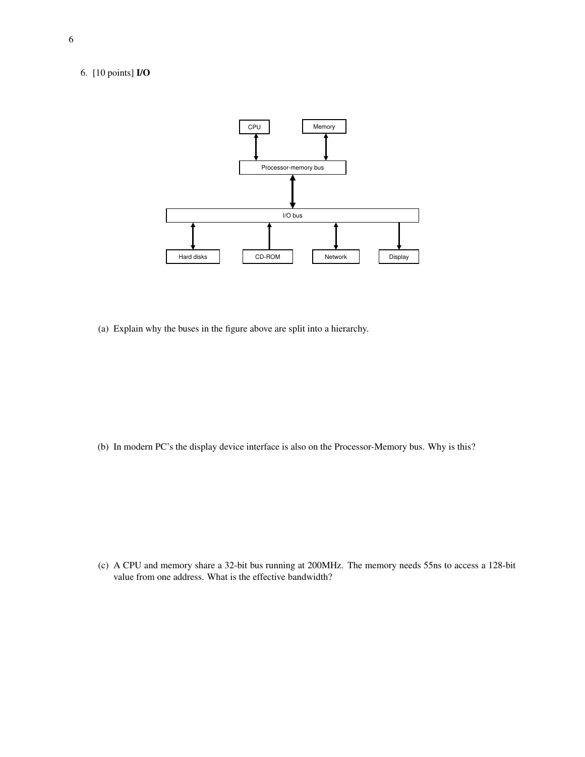6. [10 points] **I/O**

(a) Explain why the buses in the figure above are split into a hierarchy.

(b) In modern PC's the display device interface is also on the Processor-Memory bus. Why is this?

(c) A CPU and memory share a 32-bit bus running at 200MHz. The memory needs 55ns to access a 128-bit value from one address. What is the effective bandwidth?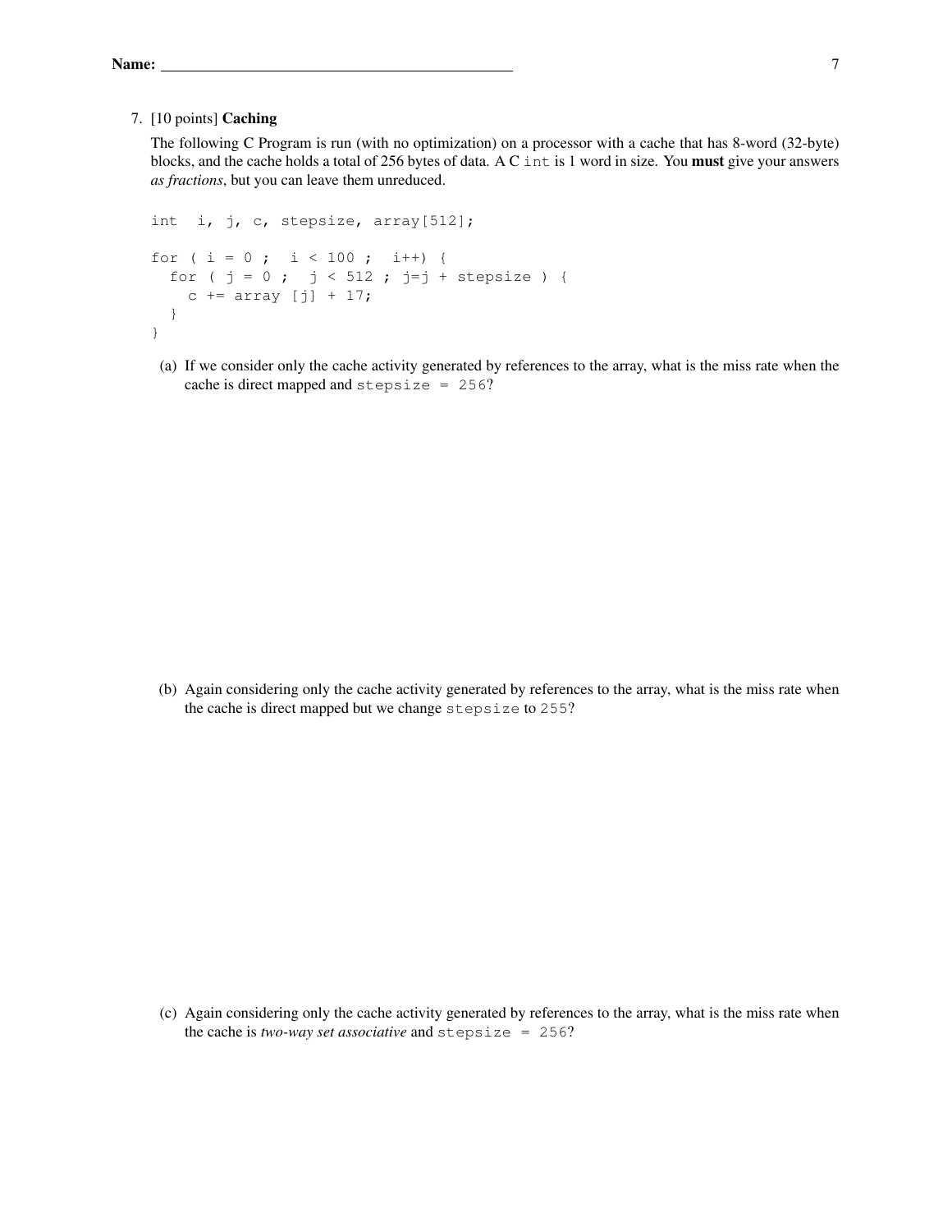"Name:" header and page number omitted.

7. [10 points] **Caching**

   The following C Program is run (with no optimization) on a processor with a cache that has 8-word (32-byte) blocks, and the cache holds a total of 256 bytes of data. A C `int` is 1 word in size. You **must** give your answers *as fractions*, but you can leave them unreduced.

```
int  i, j, c, stepsize, array[512];

for ( i = 0 ;  i < 100 ;  i++) {
  for ( j = 0 ;  j < 512 ; j=j + stepsize ) {
    c += array [j] + 17;
  }
}
```

   (a) If we consider only the cache activity generated by references to the array, what is the miss rate when the cache is direct mapped and `stepsize = 256`?

   (b) Again considering only the cache activity generated by references to the array, what is the miss rate when the cache is direct mapped but we change `stepsize` to `255`?

   (c) Again considering only the cache activity generated by references to the array, what is the miss rate when the cache is *two-way set associative* and `stepsize = 256`?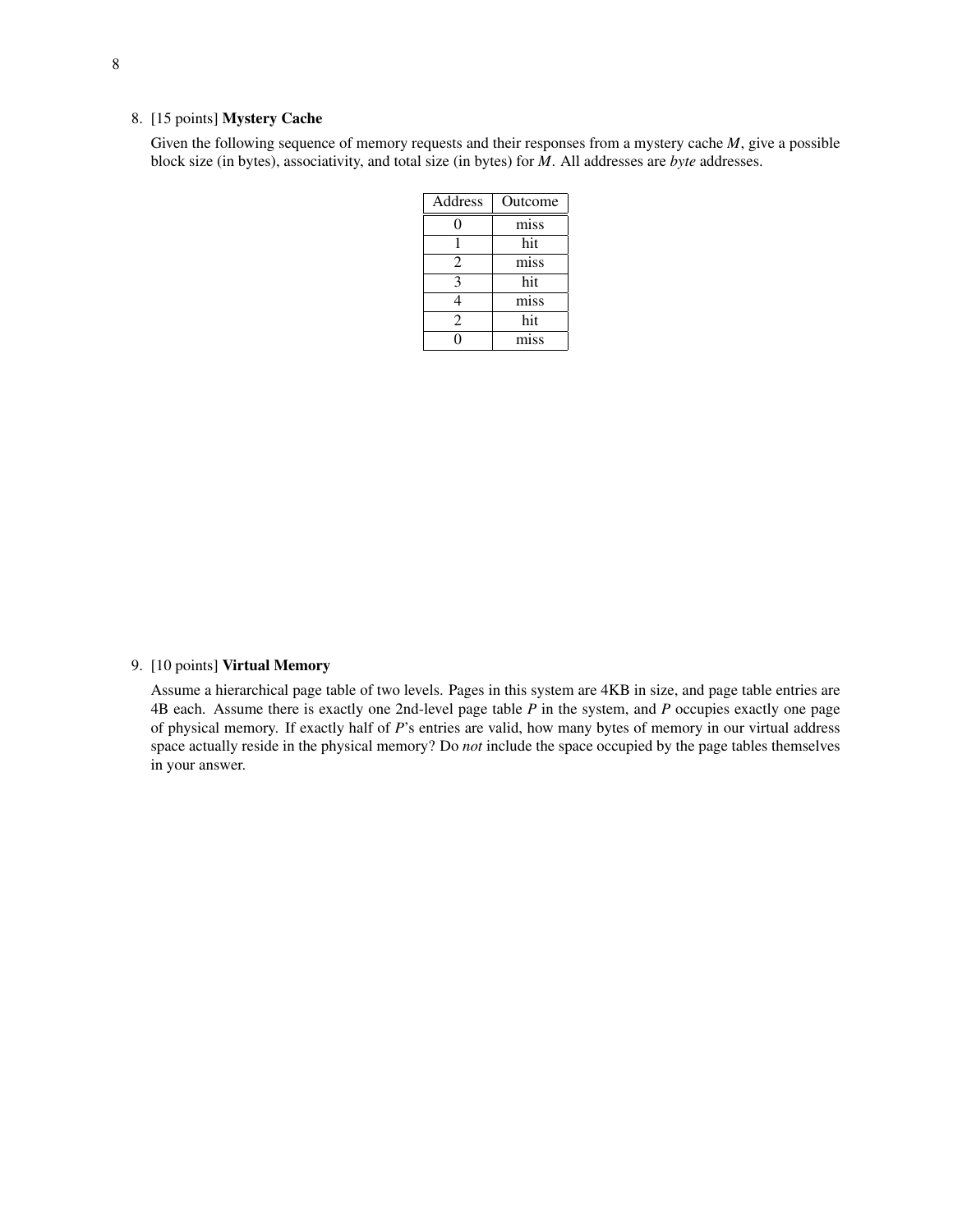8. [15 points] **Mystery Cache**

   Given the following sequence of memory requests and their responses from a mystery cache $M$, give a possible block size (in bytes), associativity, and total size (in bytes) for $M$. All addresses are *byte* addresses.

| Address | Outcome |
|---|---|
| 0 | miss |
| 1 | hit |
| 2 | miss |
| 3 | hit |
| 4 | miss |
| 2 | hit |
| 0 | miss |

9. [10 points] **Virtual Memory**

   Assume a hierarchical page table of two levels. Pages in this system are 4KB in size, and page table entries are 4B each. Assume there is exactly one 2nd-level page table $P$ in the system, and $P$ occupies exactly one page of physical memory. If exactly half of $P$'s entries are valid, how many bytes of memory in our virtual address space actually reside in the physical memory? Do *not* include the space occupied by the page tables themselves in your answer.